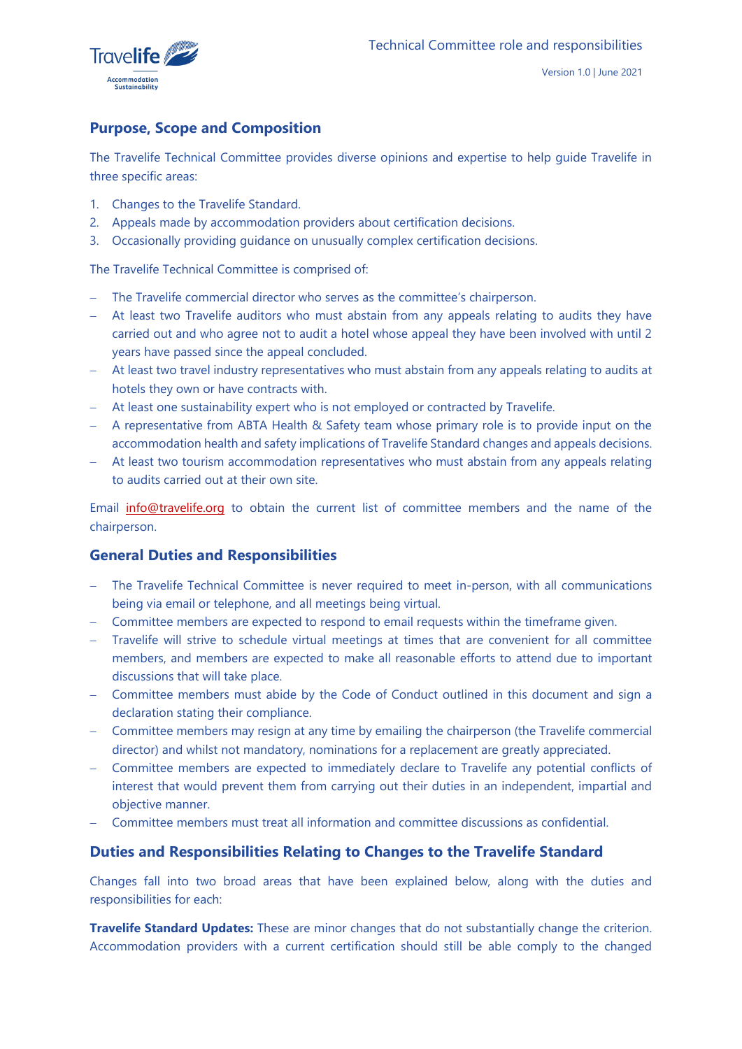## Purpose, Scope and Composition

The Travelife Technical Committee provides diverse opinions and expertise to help guide Travelife in three specific areas:

1. Changes to the Travelife Standard.
2. Appeals made by accommodation providers about certification decisions.
3. Occasionally providing guidance on unusually complex certification decisions.

The Travelife Technical Committee is comprised of:

- The Travelife commercial director who serves as the committee's chairperson.
- At least two Travelife auditors who must abstain from any appeals relating to audits they have carried out and who agree not to audit a hotel whose appeal they have been involved with until 2 years have passed since the appeal concluded.
- At least two travel industry representatives who must abstain from any appeals relating to audits at hotels they own or have contracts with.
- At least one sustainability expert who is not employed or contracted by Travelife.
- A representative from ABTA Health & Safety team whose primary role is to provide input on the accommodation health and safety implications of Travelife Standard changes and appeals decisions.
- At least two tourism accommodation representatives who must abstain from any appeals relating to audits carried out at their own site.

Email info@travelife.org to obtain the current list of committee members and the name of the chairperson.

## General Duties and Responsibilities

- The Travelife Technical Committee is never required to meet in-person, with all communications being via email or telephone, and all meetings being virtual.
- Committee members are expected to respond to email requests within the timeframe given.
- Travelife will strive to schedule virtual meetings at times that are convenient for all committee members, and members are expected to make all reasonable efforts to attend due to important discussions that will take place.
- Committee members must abide by the Code of Conduct outlined in this document and sign a declaration stating their compliance.
- Committee members may resign at any time by emailing the chairperson (the Travelife commercial director) and whilst not mandatory, nominations for a replacement are greatly appreciated.
- Committee members are expected to immediately declare to Travelife any potential conflicts of interest that would prevent them from carrying out their duties in an independent, impartial and objective manner.
- Committee members must treat all information and committee discussions as confidential.

## Duties and Responsibilities Relating to Changes to the Travelife Standard

Changes fall into two broad areas that have been explained below, along with the duties and responsibilities for each:

**Travelife Standard Updates:** These are minor changes that do not substantially change the criterion. Accommodation providers with a current certification should still be able comply to the changed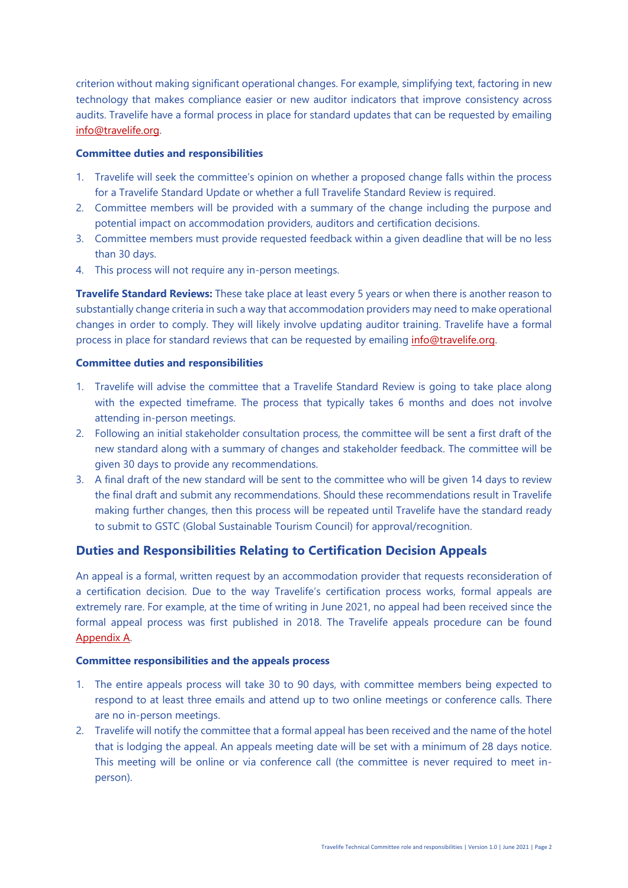criterion without making significant operational changes. For example, simplifying text, factoring in new technology that makes compliance easier or new auditor indicators that improve consistency across audits. Travelife have a formal process in place for standard updates that can be requested by emailing info@travelife.org.

**Committee duties and responsibilities**

1. Travelife will seek the committee's opinion on whether a proposed change falls within the process for a Travelife Standard Update or whether a full Travelife Standard Review is required.
2. Committee members will be provided with a summary of the change including the purpose and potential impact on accommodation providers, auditors and certification decisions.
3. Committee members must provide requested feedback within a given deadline that will be no less than 30 days.
4. This process will not require any in-person meetings.

**Travelife Standard Reviews:** These take place at least every 5 years or when there is another reason to substantially change criteria in such a way that accommodation providers may need to make operational changes in order to comply. They will likely involve updating auditor training. Travelife have a formal process in place for standard reviews that can be requested by emailing info@travelife.org.

**Committee duties and responsibilities**

1. Travelife will advise the committee that a Travelife Standard Review is going to take place along with the expected timeframe. The process that typically takes 6 months and does not involve attending in-person meetings.
2. Following an initial stakeholder consultation process, the committee will be sent a first draft of the new standard along with a summary of changes and stakeholder feedback. The committee will be given 30 days to provide any recommendations.
3. A final draft of the new standard will be sent to the committee who will be given 14 days to review the final draft and submit any recommendations. Should these recommendations result in Travelife making further changes, then this process will be repeated until Travelife have the standard ready to submit to GSTC (Global Sustainable Tourism Council) for approval/recognition.

## Duties and Responsibilities Relating to Certification Decision Appeals

An appeal is a formal, written request by an accommodation provider that requests reconsideration of a certification decision. Due to the way Travelife's certification process works, formal appeals are extremely rare. For example, at the time of writing in June 2021, no appeal had been received since the formal appeal process was first published in 2018. The Travelife appeals procedure can be found Appendix A.

**Committee responsibilities and the appeals process**

1. The entire appeals process will take 30 to 90 days, with committee members being expected to respond to at least three emails and attend up to two online meetings or conference calls. There are no in-person meetings.
2. Travelife will notify the committee that a formal appeal has been received and the name of the hotel that is lodging the appeal. An appeals meeting date will be set with a minimum of 28 days notice. This meeting will be online or via conference call (the committee is never required to meet in-person).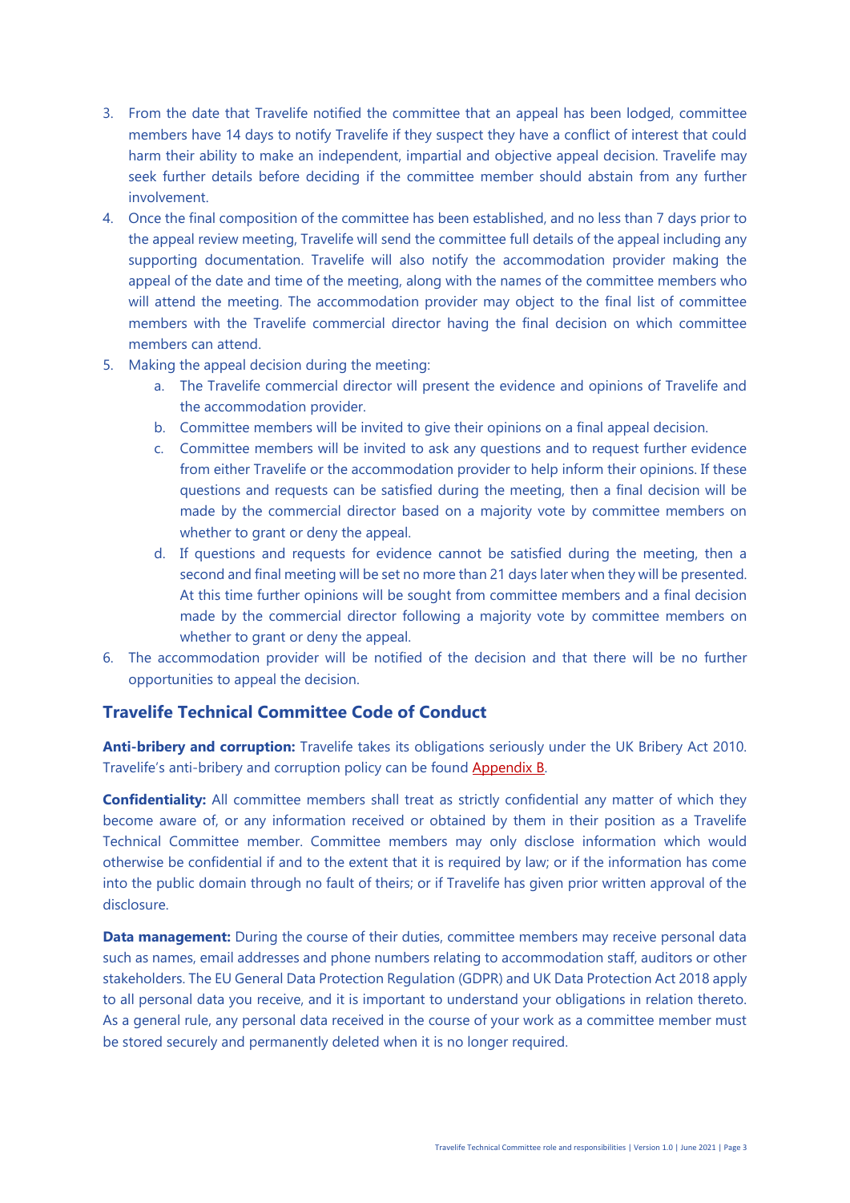3. From the date that Travelife notified the committee that an appeal has been lodged, committee members have 14 days to notify Travelife if they suspect they have a conflict of interest that could harm their ability to make an independent, impartial and objective appeal decision. Travelife may seek further details before deciding if the committee member should abstain from any further involvement.
4. Once the final composition of the committee has been established, and no less than 7 days prior to the appeal review meeting, Travelife will send the committee full details of the appeal including any supporting documentation. Travelife will also notify the accommodation provider making the appeal of the date and time of the meeting, along with the names of the committee members who will attend the meeting. The accommodation provider may object to the final list of committee members with the Travelife commercial director having the final decision on which committee members can attend.
5. Making the appeal decision during the meeting:
   a. The Travelife commercial director will present the evidence and opinions of Travelife and the accommodation provider.
   b. Committee members will be invited to give their opinions on a final appeal decision.
   c. Committee members will be invited to ask any questions and to request further evidence from either Travelife or the accommodation provider to help inform their opinions. If these questions and requests can be satisfied during the meeting, then a final decision will be made by the commercial director based on a majority vote by committee members on whether to grant or deny the appeal.
   d. If questions and requests for evidence cannot be satisfied during the meeting, then a second and final meeting will be set no more than 21 days later when they will be presented. At this time further opinions will be sought from committee members and a final decision made by the commercial director following a majority vote by committee members on whether to grant or deny the appeal.
6. The accommodation provider will be notified of the decision and that there will be no further opportunities to appeal the decision.

## Travelife Technical Committee Code of Conduct

**Anti-bribery and corruption:** Travelife takes its obligations seriously under the UK Bribery Act 2010. Travelife's anti-bribery and corruption policy can be found Appendix B.

**Confidentiality:** All committee members shall treat as strictly confidential any matter of which they become aware of, or any information received or obtained by them in their position as a Travelife Technical Committee member. Committee members may only disclose information which would otherwise be confidential if and to the extent that it is required by law; or if the information has come into the public domain through no fault of theirs; or if Travelife has given prior written approval of the disclosure.

**Data management:** During the course of their duties, committee members may receive personal data such as names, email addresses and phone numbers relating to accommodation staff, auditors or other stakeholders. The EU General Data Protection Regulation (GDPR) and UK Data Protection Act 2018 apply to all personal data you receive, and it is important to understand your obligations in relation thereto. As a general rule, any personal data received in the course of your work as a committee member must be stored securely and permanently deleted when it is no longer required.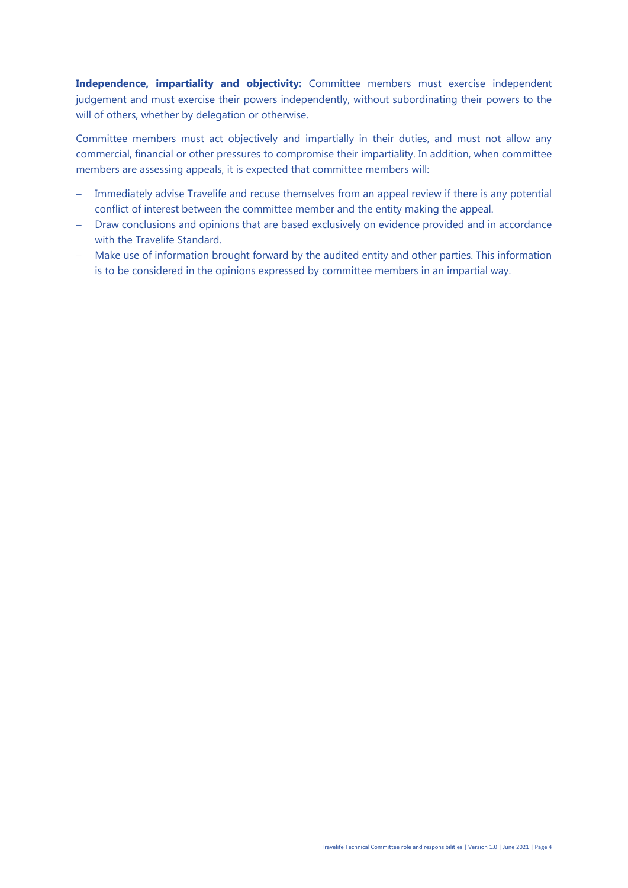**Independence, impartiality and objectivity:** Committee members must exercise independent judgement and must exercise their powers independently, without subordinating their powers to the will of others, whether by delegation or otherwise.

Committee members must act objectively and impartially in their duties, and must not allow any commercial, financial or other pressures to compromise their impartiality. In addition, when committee members are assessing appeals, it is expected that committee members will:

- Immediately advise Travelife and recuse themselves from an appeal review if there is any potential conflict of interest between the committee member and the entity making the appeal.
- Draw conclusions and opinions that are based exclusively on evidence provided and in accordance with the Travelife Standard.
- Make use of information brought forward by the audited entity and other parties. This information is to be considered in the opinions expressed by committee members in an impartial way.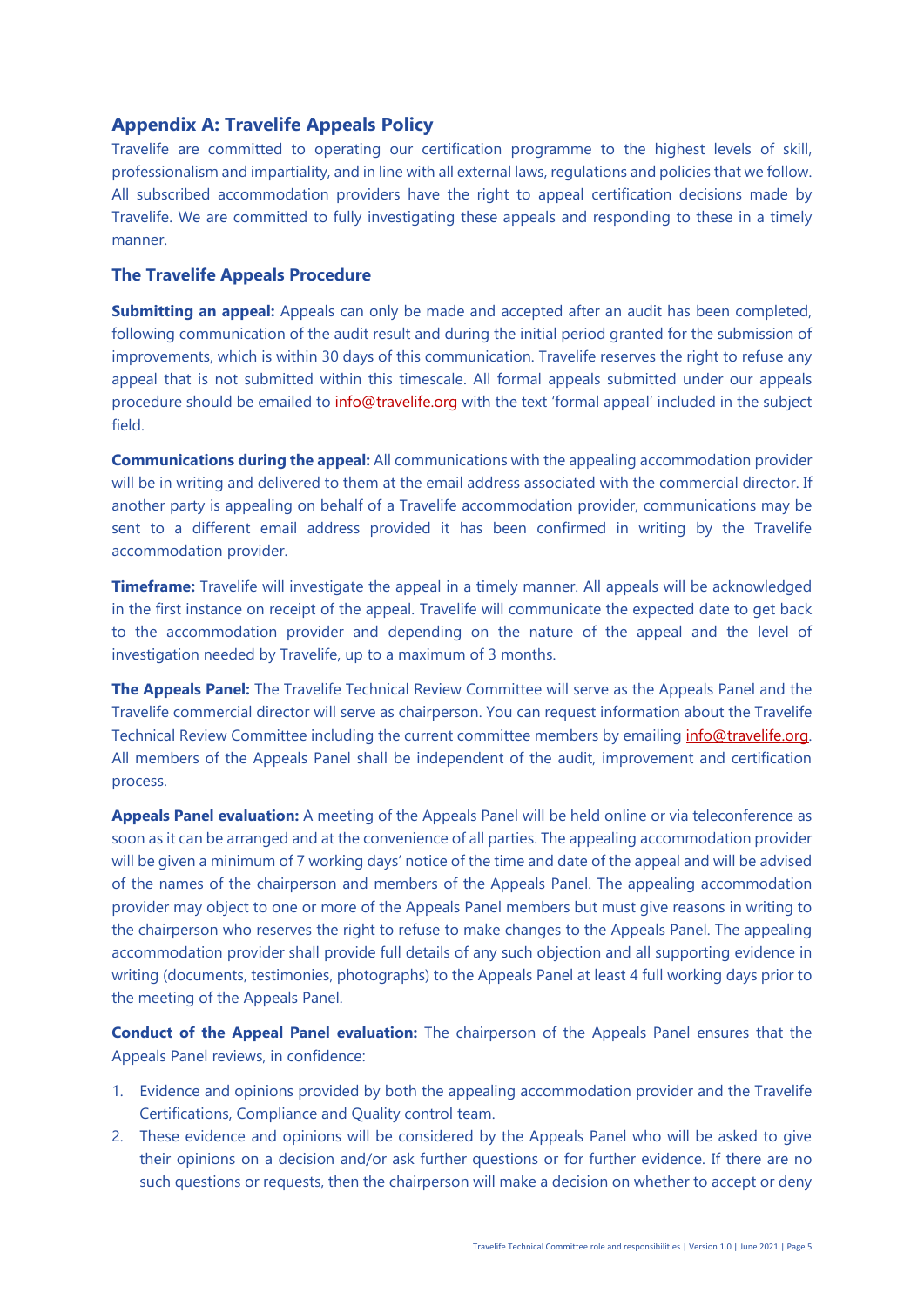## Appendix A: Travelife Appeals Policy

Travelife are committed to operating our certification programme to the highest levels of skill, professionalism and impartiality, and in line with all external laws, regulations and policies that we follow. All subscribed accommodation providers have the right to appeal certification decisions made by Travelife. We are committed to fully investigating these appeals and responding to these in a timely manner.

### The Travelife Appeals Procedure

**Submitting an appeal:** Appeals can only be made and accepted after an audit has been completed, following communication of the audit result and during the initial period granted for the submission of improvements, which is within 30 days of this communication. Travelife reserves the right to refuse any appeal that is not submitted within this timescale. All formal appeals submitted under our appeals procedure should be emailed to info@travelife.org with the text 'formal appeal' included in the subject field.

**Communications during the appeal:** All communications with the appealing accommodation provider will be in writing and delivered to them at the email address associated with the commercial director. If another party is appealing on behalf of a Travelife accommodation provider, communications may be sent to a different email address provided it has been confirmed in writing by the Travelife accommodation provider.

**Timeframe:** Travelife will investigate the appeal in a timely manner. All appeals will be acknowledged in the first instance on receipt of the appeal. Travelife will communicate the expected date to get back to the accommodation provider and depending on the nature of the appeal and the level of investigation needed by Travelife, up to a maximum of 3 months.

**The Appeals Panel:** The Travelife Technical Review Committee will serve as the Appeals Panel and the Travelife commercial director will serve as chairperson. You can request information about the Travelife Technical Review Committee including the current committee members by emailing info@travelife.org. All members of the Appeals Panel shall be independent of the audit, improvement and certification process.

**Appeals Panel evaluation:** A meeting of the Appeals Panel will be held online or via teleconference as soon as it can be arranged and at the convenience of all parties. The appealing accommodation provider will be given a minimum of 7 working days' notice of the time and date of the appeal and will be advised of the names of the chairperson and members of the Appeals Panel. The appealing accommodation provider may object to one or more of the Appeals Panel members but must give reasons in writing to the chairperson who reserves the right to refuse to make changes to the Appeals Panel. The appealing accommodation provider shall provide full details of any such objection and all supporting evidence in writing (documents, testimonies, photographs) to the Appeals Panel at least 4 full working days prior to the meeting of the Appeals Panel.

**Conduct of the Appeal Panel evaluation:** The chairperson of the Appeals Panel ensures that the Appeals Panel reviews, in confidence:

1. Evidence and opinions provided by both the appealing accommodation provider and the Travelife Certifications, Compliance and Quality control team.
2. These evidence and opinions will be considered by the Appeals Panel who will be asked to give their opinions on a decision and/or ask further questions or for further evidence. If there are no such questions or requests, then the chairperson will make a decision on whether to accept or deny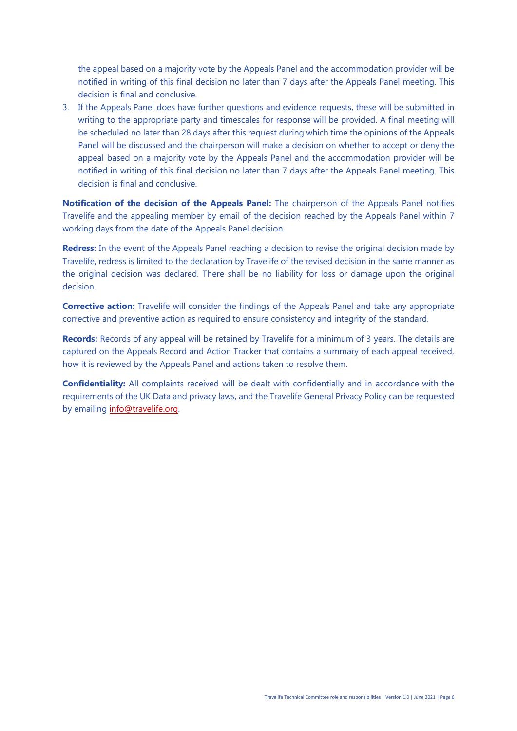the appeal based on a majority vote by the Appeals Panel and the accommodation provider will be notified in writing of this final decision no later than 7 days after the Appeals Panel meeting. This decision is final and conclusive.

3. If the Appeals Panel does have further questions and evidence requests, these will be submitted in writing to the appropriate party and timescales for response will be provided. A final meeting will be scheduled no later than 28 days after this request during which time the opinions of the Appeals Panel will be discussed and the chairperson will make a decision on whether to accept or deny the appeal based on a majority vote by the Appeals Panel and the accommodation provider will be notified in writing of this final decision no later than 7 days after the Appeals Panel meeting. This decision is final and conclusive.

**Notification of the decision of the Appeals Panel:** The chairperson of the Appeals Panel notifies Travelife and the appealing member by email of the decision reached by the Appeals Panel within 7 working days from the date of the Appeals Panel decision.

**Redress:** In the event of the Appeals Panel reaching a decision to revise the original decision made by Travelife, redress is limited to the declaration by Travelife of the revised decision in the same manner as the original decision was declared. There shall be no liability for loss or damage upon the original decision.

**Corrective action:** Travelife will consider the findings of the Appeals Panel and take any appropriate corrective and preventive action as required to ensure consistency and integrity of the standard.

**Records:** Records of any appeal will be retained by Travelife for a minimum of 3 years. The details are captured on the Appeals Record and Action Tracker that contains a summary of each appeal received, how it is reviewed by the Appeals Panel and actions taken to resolve them.

**Confidentiality:** All complaints received will be dealt with confidentially and in accordance with the requirements of the UK Data and privacy laws, and the Travelife General Privacy Policy can be requested by emailing info@travelife.org.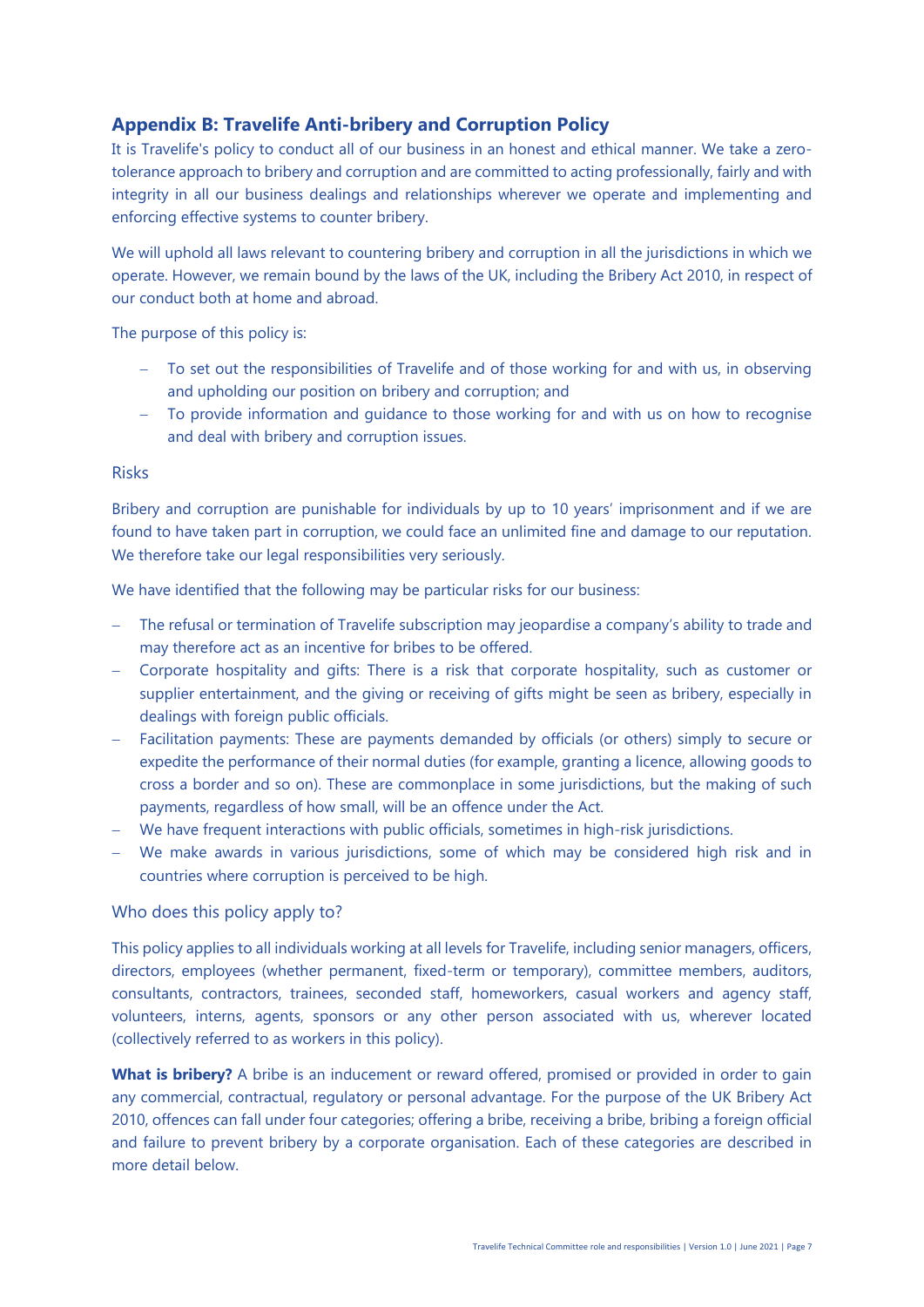## Appendix B: Travelife Anti-bribery and Corruption Policy

It is Travelife's policy to conduct all of our business in an honest and ethical manner. We take a zero-tolerance approach to bribery and corruption and are committed to acting professionally, fairly and with integrity in all our business dealings and relationships wherever we operate and implementing and enforcing effective systems to counter bribery.

We will uphold all laws relevant to countering bribery and corruption in all the jurisdictions in which we operate. However, we remain bound by the laws of the UK, including the Bribery Act 2010, in respect of our conduct both at home and abroad.

The purpose of this policy is:

- To set out the responsibilities of Travelife and of those working for and with us, in observing and upholding our position on bribery and corruption; and
- To provide information and guidance to those working for and with us on how to recognise and deal with bribery and corruption issues.

### Risks

Bribery and corruption are punishable for individuals by up to 10 years' imprisonment and if we are found to have taken part in corruption, we could face an unlimited fine and damage to our reputation. We therefore take our legal responsibilities very seriously.

We have identified that the following may be particular risks for our business:

- The refusal or termination of Travelife subscription may jeopardise a company's ability to trade and may therefore act as an incentive for bribes to be offered.
- Corporate hospitality and gifts: There is a risk that corporate hospitality, such as customer or supplier entertainment, and the giving or receiving of gifts might be seen as bribery, especially in dealings with foreign public officials.
- Facilitation payments: These are payments demanded by officials (or others) simply to secure or expedite the performance of their normal duties (for example, granting a licence, allowing goods to cross a border and so on). These are commonplace in some jurisdictions, but the making of such payments, regardless of how small, will be an offence under the Act.
- We have frequent interactions with public officials, sometimes in high-risk jurisdictions.
- We make awards in various jurisdictions, some of which may be considered high risk and in countries where corruption is perceived to be high.

### Who does this policy apply to?

This policy applies to all individuals working at all levels for Travelife, including senior managers, officers, directors, employees (whether permanent, fixed-term or temporary), committee members, auditors, consultants, contractors, trainees, seconded staff, homeworkers, casual workers and agency staff, volunteers, interns, agents, sponsors or any other person associated with us, wherever located (collectively referred to as workers in this policy).

**What is bribery?** A bribe is an inducement or reward offered, promised or provided in order to gain any commercial, contractual, regulatory or personal advantage. For the purpose of the UK Bribery Act 2010, offences can fall under four categories; offering a bribe, receiving a bribe, bribing a foreign official and failure to prevent bribery by a corporate organisation. Each of these categories are described in more detail below.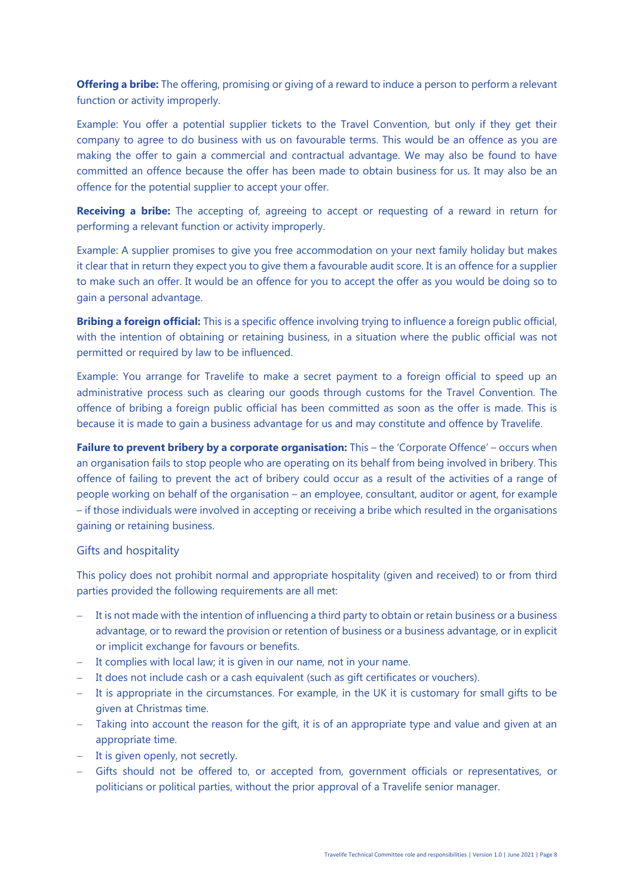**Offering a bribe:** The offering, promising or giving of a reward to induce a person to perform a relevant function or activity improperly.

Example: You offer a potential supplier tickets to the Travel Convention, but only if they get their company to agree to do business with us on favourable terms. This would be an offence as you are making the offer to gain a commercial and contractual advantage. We may also be found to have committed an offence because the offer has been made to obtain business for us. It may also be an offence for the potential supplier to accept your offer.

**Receiving a bribe:** The accepting of, agreeing to accept or requesting of a reward in return for performing a relevant function or activity improperly.

Example: A supplier promises to give you free accommodation on your next family holiday but makes it clear that in return they expect you to give them a favourable audit score. It is an offence for a supplier to make such an offer. It would be an offence for you to accept the offer as you would be doing so to gain a personal advantage.

**Bribing a foreign official:** This is a specific offence involving trying to influence a foreign public official, with the intention of obtaining or retaining business, in a situation where the public official was not permitted or required by law to be influenced.

Example: You arrange for Travelife to make a secret payment to a foreign official to speed up an administrative process such as clearing our goods through customs for the Travel Convention. The offence of bribing a foreign public official has been committed as soon as the offer is made. This is because it is made to gain a business advantage for us and may constitute and offence by Travelife.

**Failure to prevent bribery by a corporate organisation:** This – the 'Corporate Offence' – occurs when an organisation fails to stop people who are operating on its behalf from being involved in bribery. This offence of failing to prevent the act of bribery could occur as a result of the activities of a range of people working on behalf of the organisation – an employee, consultant, auditor or agent, for example – if those individuals were involved in accepting or receiving a bribe which resulted in the organisations gaining or retaining business.

## Gifts and hospitality

This policy does not prohibit normal and appropriate hospitality (given and received) to or from third parties provided the following requirements are all met:

- It is not made with the intention of influencing a third party to obtain or retain business or a business advantage, or to reward the provision or retention of business or a business advantage, or in explicit or implicit exchange for favours or benefits.
- It complies with local law; it is given in our name, not in your name.
- It does not include cash or a cash equivalent (such as gift certificates or vouchers).
- It is appropriate in the circumstances. For example, in the UK it is customary for small gifts to be given at Christmas time.
- Taking into account the reason for the gift, it is of an appropriate type and value and given at an appropriate time.
- It is given openly, not secretly.
- Gifts should not be offered to, or accepted from, government officials or representatives, or politicians or political parties, without the prior approval of a Travelife senior manager.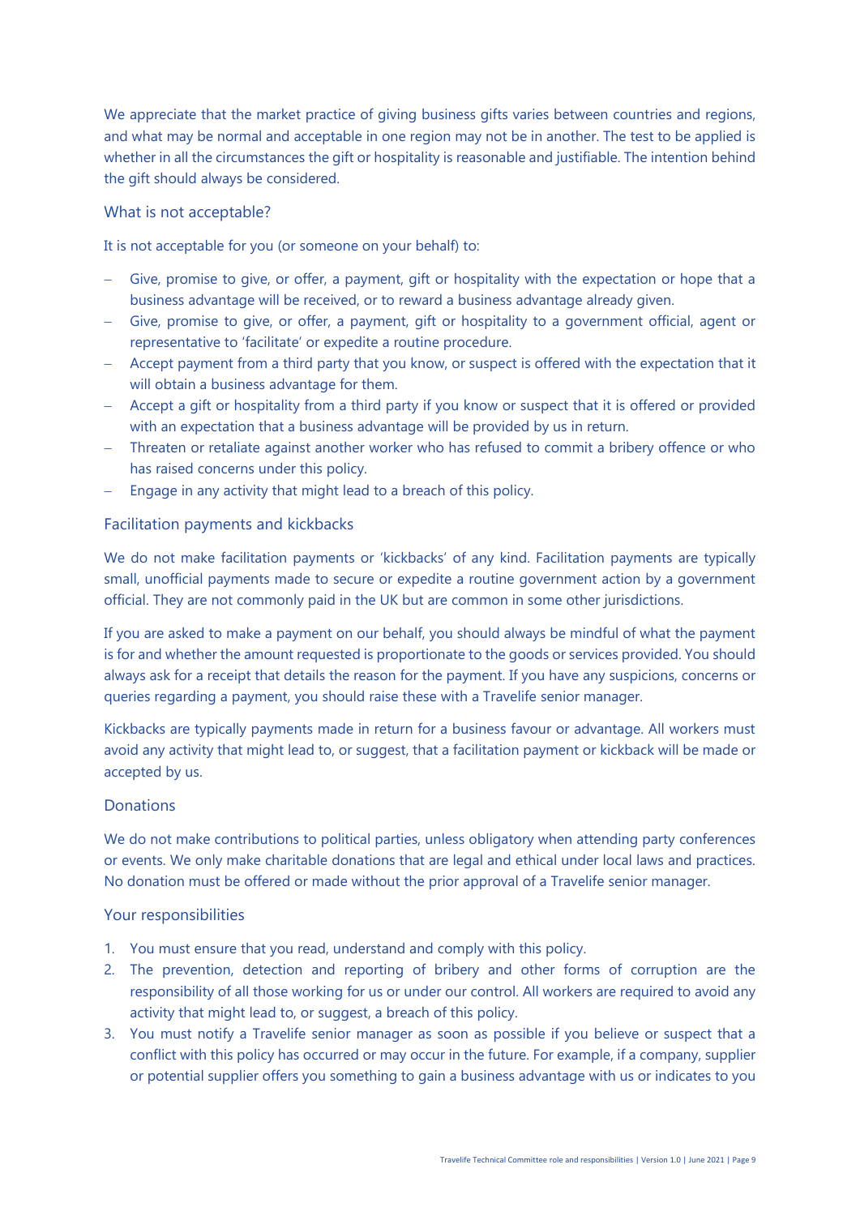We appreciate that the market practice of giving business gifts varies between countries and regions, and what may be normal and acceptable in one region may not be in another. The test to be applied is whether in all the circumstances the gift or hospitality is reasonable and justifiable. The intention behind the gift should always be considered.

### What is not acceptable?

It is not acceptable for you (or someone on your behalf) to:

- Give, promise to give, or offer, a payment, gift or hospitality with the expectation or hope that a business advantage will be received, or to reward a business advantage already given.
- Give, promise to give, or offer, a payment, gift or hospitality to a government official, agent or representative to 'facilitate' or expedite a routine procedure.
- Accept payment from a third party that you know, or suspect is offered with the expectation that it will obtain a business advantage for them.
- Accept a gift or hospitality from a third party if you know or suspect that it is offered or provided with an expectation that a business advantage will be provided by us in return.
- Threaten or retaliate against another worker who has refused to commit a bribery offence or who has raised concerns under this policy.
- Engage in any activity that might lead to a breach of this policy.

### Facilitation payments and kickbacks

We do not make facilitation payments or 'kickbacks' of any kind. Facilitation payments are typically small, unofficial payments made to secure or expedite a routine government action by a government official. They are not commonly paid in the UK but are common in some other jurisdictions.

If you are asked to make a payment on our behalf, you should always be mindful of what the payment is for and whether the amount requested is proportionate to the goods or services provided. You should always ask for a receipt that details the reason for the payment. If you have any suspicions, concerns or queries regarding a payment, you should raise these with a Travelife senior manager.

Kickbacks are typically payments made in return for a business favour or advantage. All workers must avoid any activity that might lead to, or suggest, that a facilitation payment or kickback will be made or accepted by us.

### Donations

We do not make contributions to political parties, unless obligatory when attending party conferences or events. We only make charitable donations that are legal and ethical under local laws and practices. No donation must be offered or made without the prior approval of a Travelife senior manager.

### Your responsibilities

1. You must ensure that you read, understand and comply with this policy.
2. The prevention, detection and reporting of bribery and other forms of corruption are the responsibility of all those working for us or under our control. All workers are required to avoid any activity that might lead to, or suggest, a breach of this policy.
3. You must notify a Travelife senior manager as soon as possible if you believe or suspect that a conflict with this policy has occurred or may occur in the future. For example, if a company, supplier or potential supplier offers you something to gain a business advantage with us or indicates to you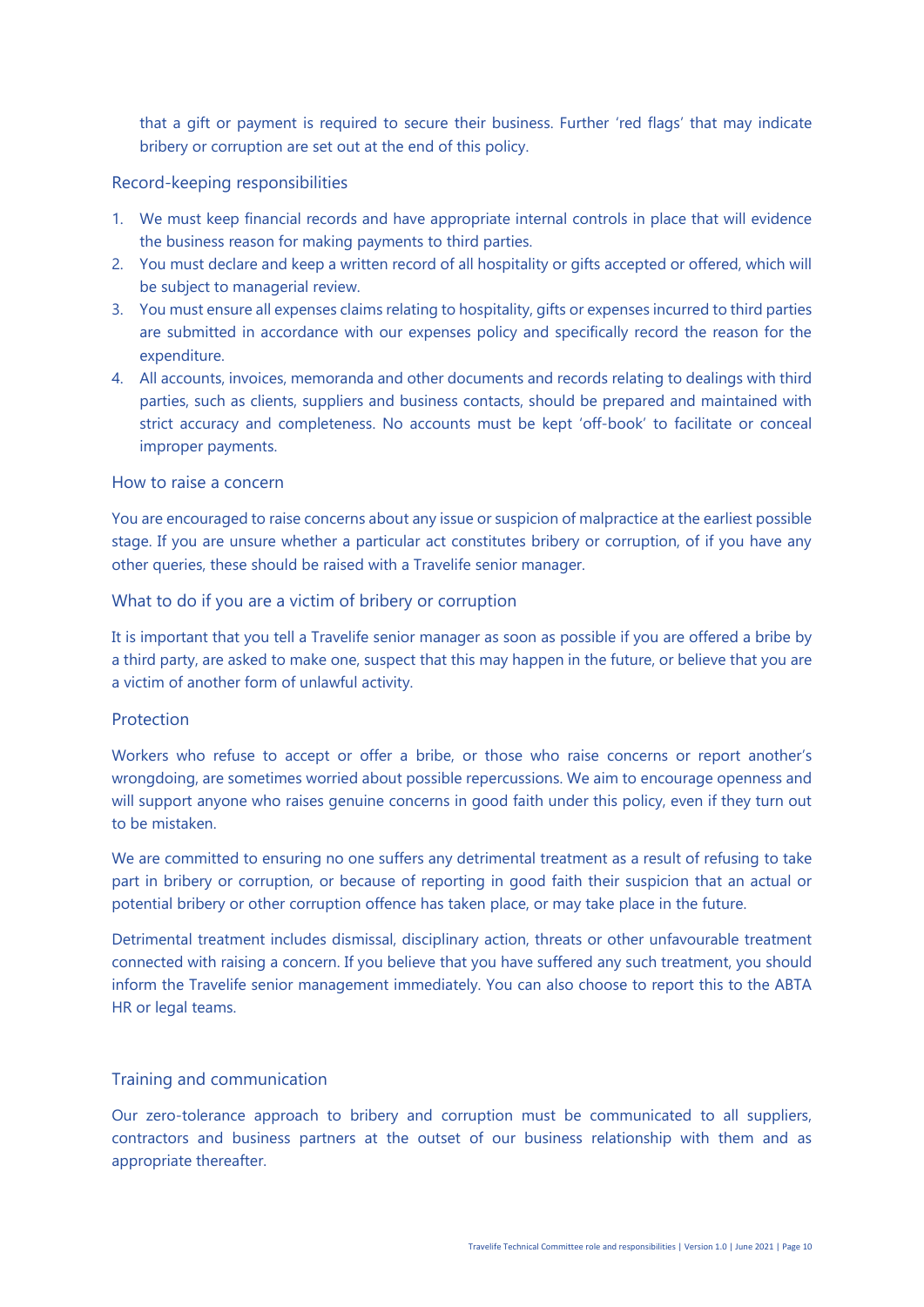that a gift or payment is required to secure their business. Further 'red flags' that may indicate bribery or corruption are set out at the end of this policy.

## Record-keeping responsibilities

1. We must keep financial records and have appropriate internal controls in place that will evidence the business reason for making payments to third parties.
2. You must declare and keep a written record of all hospitality or gifts accepted or offered, which will be subject to managerial review.
3. You must ensure all expenses claims relating to hospitality, gifts or expenses incurred to third parties are submitted in accordance with our expenses policy and specifically record the reason for the expenditure.
4. All accounts, invoices, memoranda and other documents and records relating to dealings with third parties, such as clients, suppliers and business contacts, should be prepared and maintained with strict accuracy and completeness. No accounts must be kept 'off-book' to facilitate or conceal improper payments.

## How to raise a concern

You are encouraged to raise concerns about any issue or suspicion of malpractice at the earliest possible stage. If you are unsure whether a particular act constitutes bribery or corruption, of if you have any other queries, these should be raised with a Travelife senior manager.

## What to do if you are a victim of bribery or corruption

It is important that you tell a Travelife senior manager as soon as possible if you are offered a bribe by a third party, are asked to make one, suspect that this may happen in the future, or believe that you are a victim of another form of unlawful activity.

## Protection

Workers who refuse to accept or offer a bribe, or those who raise concerns or report another's wrongdoing, are sometimes worried about possible repercussions. We aim to encourage openness and will support anyone who raises genuine concerns in good faith under this policy, even if they turn out to be mistaken.

We are committed to ensuring no one suffers any detrimental treatment as a result of refusing to take part in bribery or corruption, or because of reporting in good faith their suspicion that an actual or potential bribery or other corruption offence has taken place, or may take place in the future.

Detrimental treatment includes dismissal, disciplinary action, threats or other unfavourable treatment connected with raising a concern. If you believe that you have suffered any such treatment, you should inform the Travelife senior management immediately. You can also choose to report this to the ABTA HR or legal teams.

## Training and communication

Our zero-tolerance approach to bribery and corruption must be communicated to all suppliers, contractors and business partners at the outset of our business relationship with them and as appropriate thereafter.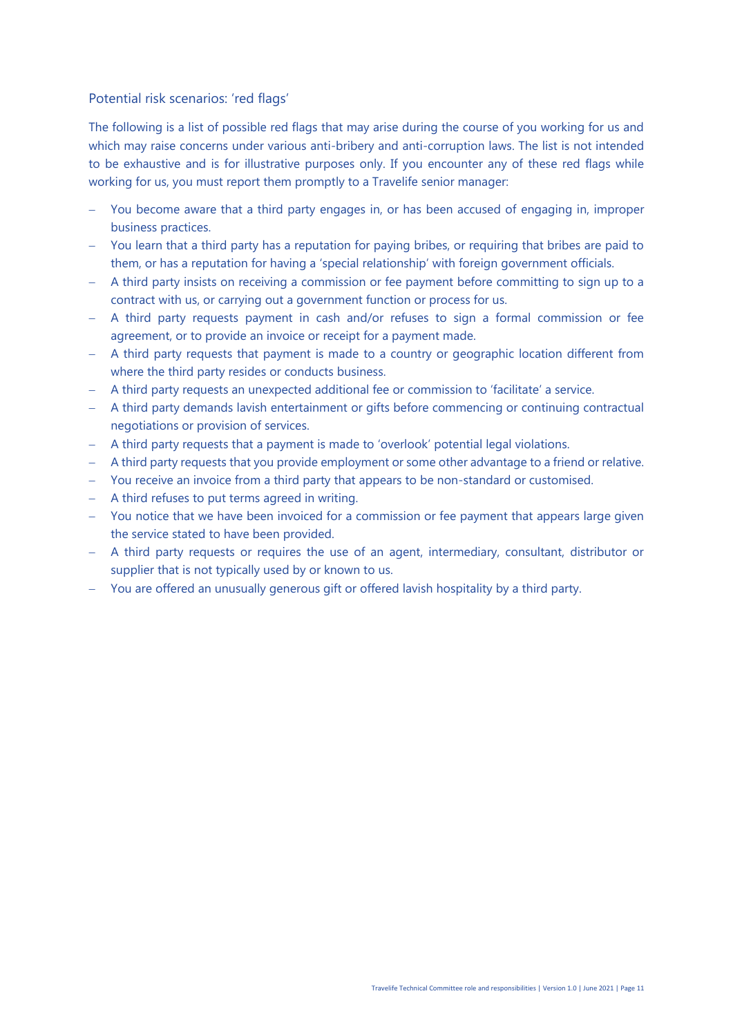## Potential risk scenarios: 'red flags'

The following is a list of possible red flags that may arise during the course of you working for us and which may raise concerns under various anti-bribery and anti-corruption laws. The list is not intended to be exhaustive and is for illustrative purposes only. If you encounter any of these red flags while working for us, you must report them promptly to a Travelife senior manager:

- You become aware that a third party engages in, or has been accused of engaging in, improper business practices.
- You learn that a third party has a reputation for paying bribes, or requiring that bribes are paid to them, or has a reputation for having a 'special relationship' with foreign government officials.
- A third party insists on receiving a commission or fee payment before committing to sign up to a contract with us, or carrying out a government function or process for us.
- A third party requests payment in cash and/or refuses to sign a formal commission or fee agreement, or to provide an invoice or receipt for a payment made.
- A third party requests that payment is made to a country or geographic location different from where the third party resides or conducts business.
- A third party requests an unexpected additional fee or commission to 'facilitate' a service.
- A third party demands lavish entertainment or gifts before commencing or continuing contractual negotiations or provision of services.
- A third party requests that a payment is made to 'overlook' potential legal violations.
- A third party requests that you provide employment or some other advantage to a friend or relative.
- You receive an invoice from a third party that appears to be non-standard or customised.
- A third refuses to put terms agreed in writing.
- You notice that we have been invoiced for a commission or fee payment that appears large given the service stated to have been provided.
- A third party requests or requires the use of an agent, intermediary, consultant, distributor or supplier that is not typically used by or known to us.
- You are offered an unusually generous gift or offered lavish hospitality by a third party.